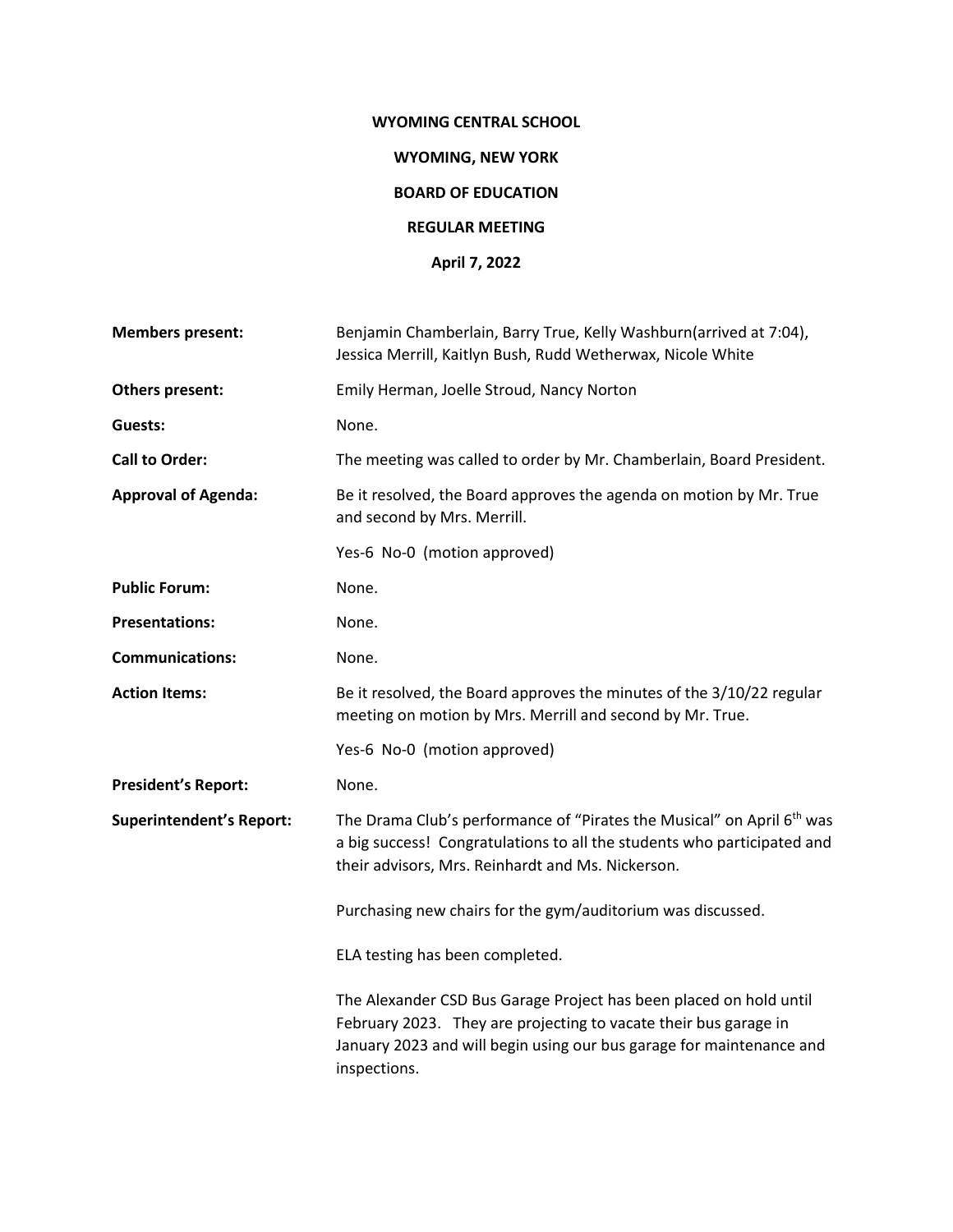**WYOMING CENTRAL SCHOOL**

**WYOMING, NEW YORK**

**BOARD OF EDUCATION**

**REGULAR MEETING**

**April 7, 2022**

**Members present:** Benjamin Chamberlain, Barry True, Kelly Washburn(arrived at 7:04), Jessica Merrill, Kaitlyn Bush, Rudd Wetherwax, Nicole White

**Others present:** Emily Herman, Joelle Stroud, Nancy Norton

**Guests:** None.

**Call to Order:** The meeting was called to order by Mr. Chamberlain, Board President.

**Approval of Agenda:** Be it resolved, the Board approves the agenda on motion by Mr. True and second by Mrs. Merrill.

Yes-6 No-0 (motion approved)

**Public Forum:** None.

**Presentations:** None.

**Communications:** None.

**Action Items:** Be it resolved, the Board approves the minutes of the 3/10/22 regular meeting on motion by Mrs. Merrill and second by Mr. True.

Yes-6 No-0 (motion approved)

**President's Report:** None.

**Superintendent's Report:** The Drama Club's performance of "Pirates the Musical" on April 6th was a big success! Congratulations to all the students who participated and their advisors, Mrs. Reinhardt and Ms. Nickerson.

Purchasing new chairs for the gym/auditorium was discussed.

ELA testing has been completed.

The Alexander CSD Bus Garage Project has been placed on hold until February 2023. They are projecting to vacate their bus garage in January 2023 and will begin using our bus garage for maintenance and inspections.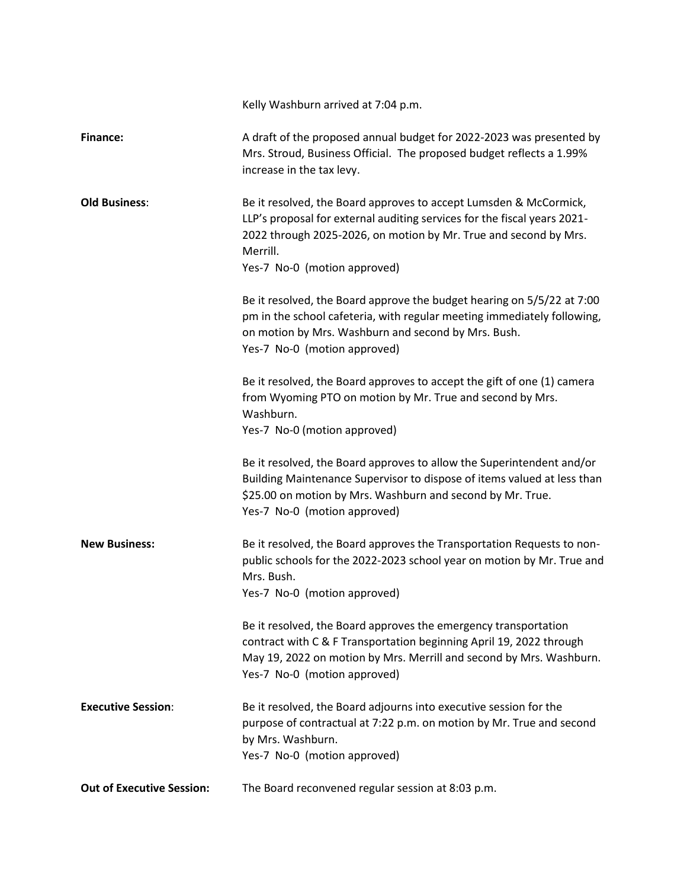Kelly Washburn arrived at 7:04 p.m.

**Finance:** A draft of the proposed annual budget for 2022-2023 was presented by Mrs. Stroud, Business Official. The proposed budget reflects a 1.99% increase in the tax levy.

**Old Business**: Be it resolved, the Board approves to accept Lumsden & McCormick, LLP's proposal for external auditing services for the fiscal years 2021-2022 through 2025-2026, on motion by Mr. True and second by Mrs. Merrill.
Yes-7 No-0 (motion approved)

Be it resolved, the Board approve the budget hearing on 5/5/22 at 7:00 pm in the school cafeteria, with regular meeting immediately following, on motion by Mrs. Washburn and second by Mrs. Bush.
Yes-7 No-0 (motion approved)

Be it resolved, the Board approves to accept the gift of one (1) camera from Wyoming PTO on motion by Mr. True and second by Mrs. Washburn.
Yes-7 No-0 (motion approved)

Be it resolved, the Board approves to allow the Superintendent and/or Building Maintenance Supervisor to dispose of items valued at less than $25.00 on motion by Mrs. Washburn and second by Mr. True.
Yes-7 No-0 (motion approved)

**New Business:** Be it resolved, the Board approves the Transportation Requests to non-public schools for the 2022-2023 school year on motion by Mr. True and Mrs. Bush.
Yes-7 No-0 (motion approved)

Be it resolved, the Board approves the emergency transportation contract with C & F Transportation beginning April 19, 2022 through May 19, 2022 on motion by Mrs. Merrill and second by Mrs. Washburn.
Yes-7 No-0 (motion approved)

**Executive Session**: Be it resolved, the Board adjourns into executive session for the purpose of contractual at 7:22 p.m. on motion by Mr. True and second by Mrs. Washburn.
Yes-7 No-0 (motion approved)

**Out of Executive Session:** The Board reconvened regular session at 8:03 p.m.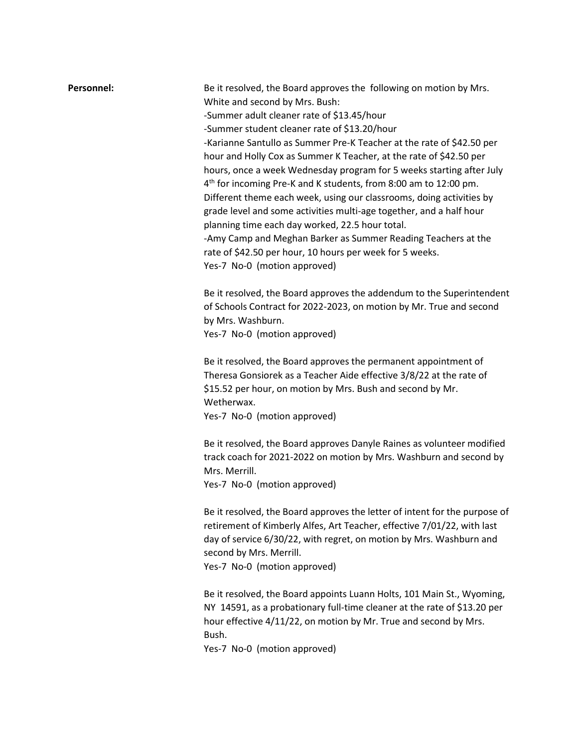**Personnel:**

Be it resolved, the Board approves the following on motion by Mrs. White and second by Mrs. Bush:

-Summer adult cleaner rate of $13.45/hour

-Summer student cleaner rate of $13.20/hour

-Karianne Santullo as Summer Pre-K Teacher at the rate of $42.50 per hour and Holly Cox as Summer K Teacher, at the rate of $42.50 per hours, once a week Wednesday program for 5 weeks starting after July 4th for incoming Pre-K and K students, from 8:00 am to 12:00 pm. Different theme each week, using our classrooms, doing activities by grade level and some activities multi-age together, and a half hour planning time each day worked, 22.5 hour total.

-Amy Camp and Meghan Barker as Summer Reading Teachers at the rate of $42.50 per hour, 10 hours per week for 5 weeks.

Yes-7 No-0 (motion approved)

Be it resolved, the Board approves the addendum to the Superintendent of Schools Contract for 2022-2023, on motion by Mr. True and second by Mrs. Washburn.

Yes-7 No-0 (motion approved)

Be it resolved, the Board approves the permanent appointment of Theresa Gonsiorek as a Teacher Aide effective 3/8/22 at the rate of $15.52 per hour, on motion by Mrs. Bush and second by Mr. Wetherwax.

Yes-7 No-0 (motion approved)

Be it resolved, the Board approves Danyle Raines as volunteer modified track coach for 2021-2022 on motion by Mrs. Washburn and second by Mrs. Merrill.

Yes-7 No-0 (motion approved)

Be it resolved, the Board approves the letter of intent for the purpose of retirement of Kimberly Alfes, Art Teacher, effective 7/01/22, with last day of service 6/30/22, with regret, on motion by Mrs. Washburn and second by Mrs. Merrill.

Yes-7 No-0 (motion approved)

Be it resolved, the Board appoints Luann Holts, 101 Main St., Wyoming, NY 14591, as a probationary full-time cleaner at the rate of $13.20 per hour effective 4/11/22, on motion by Mr. True and second by Mrs. Bush.

Yes-7 No-0 (motion approved)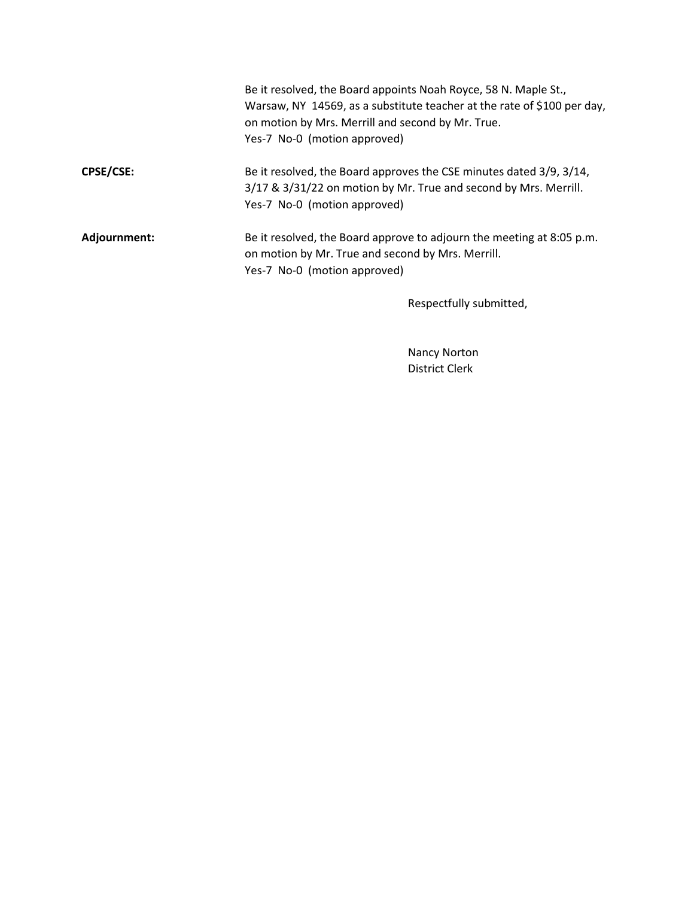Be it resolved, the Board appoints Noah Royce, 58 N. Maple St., Warsaw, NY 14569, as a substitute teacher at the rate of $100 per day, on motion by Mrs. Merrill and second by Mr. True.
Yes-7 No-0 (motion approved)

**CPSE/CSE:** Be it resolved, the Board approves the CSE minutes dated 3/9, 3/14, 3/17 & 3/31/22 on motion by Mr. True and second by Mrs. Merrill.
Yes-7 No-0 (motion approved)

**Adjournment:** Be it resolved, the Board approve to adjourn the meeting at 8:05 p.m. on motion by Mr. True and second by Mrs. Merrill.
Yes-7 No-0 (motion approved)

Respectfully submitted,

Nancy Norton
District Clerk